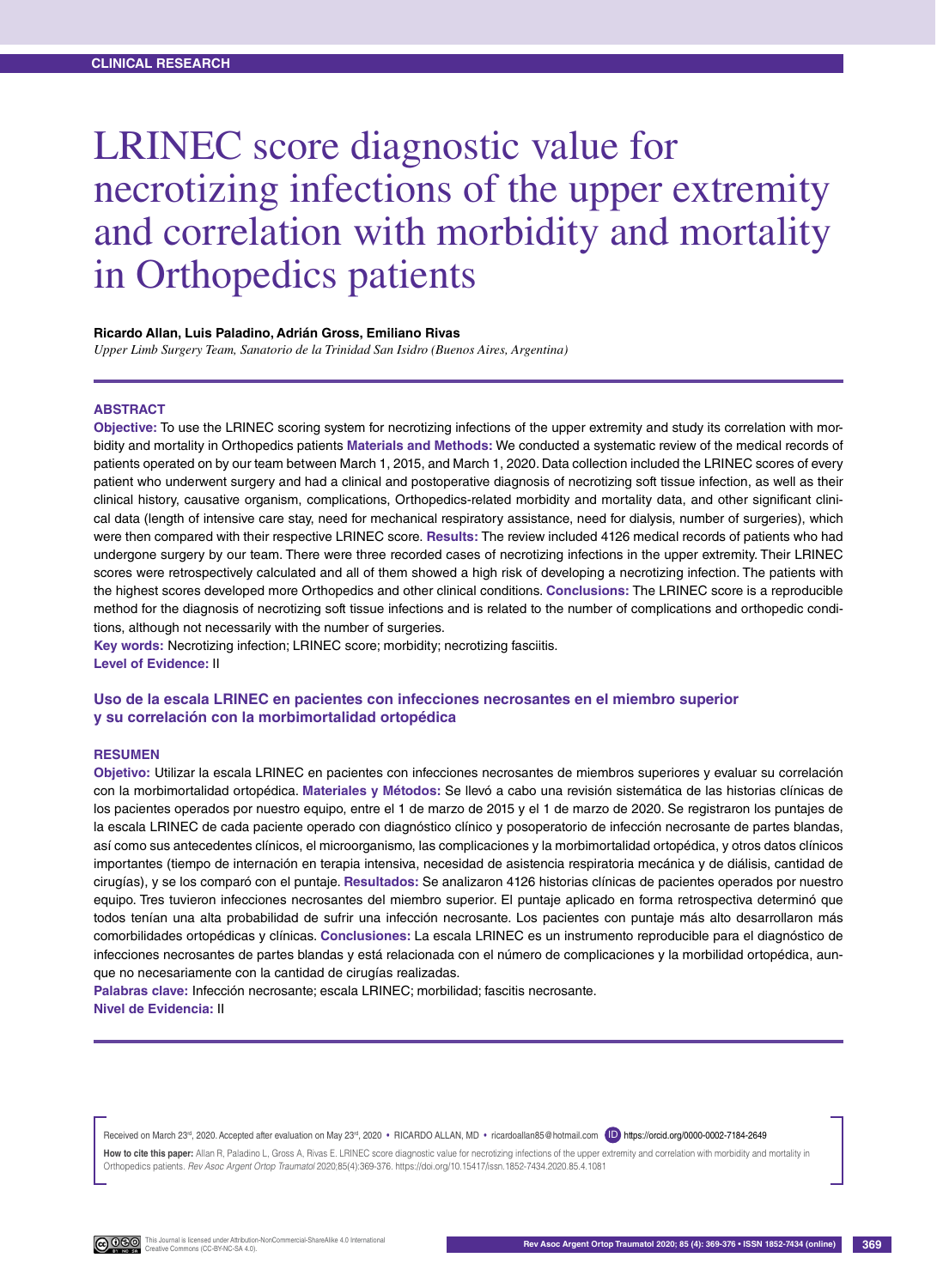CLINICAL RESEARCH

# LRINEC score diagnostic value for necrotizing infections of the upper extremity and correlation with morbidity and mortality in Orthopedics patients

**Ricardo Allan, Luis Paladino, Adrián Gross, Emiliano Rivas**

*Upper Limb Surgery Team, Sanatorio de la Trinidad San Isidro (Buenos Aires, Argentina)*

## ABSTRACT

**Objective:** To use the LRINEC scoring system for necrotizing infections of the upper extremity and study its correlation with morbidity and mortality in Orthopedics patients **Materials and Methods:** We conducted a systematic review of the medical records of patients operated on by our team between March 1, 2015, and March 1, 2020. Data collection included the LRINEC scores of every patient who underwent surgery and had a clinical and postoperative diagnosis of necrotizing soft tissue infection, as well as their clinical history, causative organism, complications, Orthopedics-related morbidity and mortality data, and other significant clinical data (length of intensive care stay, need for mechanical respiratory assistance, need for dialysis, number of surgeries), which were then compared with their respective LRINEC score. **Results:** The review included 4126 medical records of patients who had undergone surgery by our team. There were three recorded cases of necrotizing infections in the upper extremity. Their LRINEC scores were retrospectively calculated and all of them showed a high risk of developing a necrotizing infection. The patients with the highest scores developed more Orthopedics and other clinical conditions. **Conclusions:** The LRINEC score is a reproducible method for the diagnosis of necrotizing soft tissue infections and is related to the number of complications and orthopedic conditions, although not necessarily with the number of surgeries.

**Key words:** Necrotizing infection; LRINEC score; morbidity; necrotizing fasciitis.

**Level of Evidence:** II

## Uso de la escala LRINEC en pacientes con infecciones necrosantes en el miembro superior y su correlación con la morbimortalidad ortopédica

## RESUMEN

**Objetivo:** Utilizar la escala LRINEC en pacientes con infecciones necrosantes de miembros superiores y evaluar su correlación con la morbimortalidad ortopédica. **Materiales y Métodos:** Se llevó a cabo una revisión sistemática de las historias clínicas de los pacientes operados por nuestro equipo, entre el 1 de marzo de 2015 y el 1 de marzo de 2020. Se registraron los puntajes de la escala LRINEC de cada paciente operado con diagnóstico clínico y posoperatorio de infección necrosante de partes blandas, así como sus antecedentes clínicos, el microorganismo, las complicaciones y la morbimortalidad ortopédica, y otros datos clínicos importantes (tiempo de internación en terapia intensiva, necesidad de asistencia respiratoria mecánica y de diálisis, cantidad de cirugías), y se los comparó con el puntaje. **Resultados:** Se analizaron 4126 historias clínicas de pacientes operados por nuestro equipo. Tres tuvieron infecciones necrosantes del miembro superior. El puntaje aplicado en forma retrospectiva determinó que todos tenían una alta probabilidad de sufrir una infección necrosante. Los pacientes con puntaje más alto desarrollaron más comorbilidades ortopédicas y clínicas. **Conclusiones:** La escala LRINEC es un instrumento reproducible para el diagnóstico de infecciones necrosantes de partes blandas y está relacionada con el número de complicaciones y la morbilidad ortopédica, aunque no necesariamente con la cantidad de cirugías realizadas.

**Palabras clave:** Infección necrosante; escala LRINEC; morbilidad; fascitis necrosante.

**Nivel de Evidencia:** II

Received on March 23rd, 2020. Accepted after evaluation on May 23rd, 2020 • RICARDO ALLAN, MD • ricardoallan85@hotmail.com • https://orcid.org/0000-0002-7184-2649

**How to cite this paper:** Allan R, Paladino L, Gross A, Rivas E. LRINEC score diagnostic value for necrotizing infections of the upper extremity and correlation with morbidity and mortality in Orthopedics patients. *Rev Asoc Argent Ortop Traumatol* 2020;85(4):369-376. https://doi.org/10.15417/issn.1852-7434.2020.85.4.1081

This Journal is licensed under Attribution-NonCommercial-ShareAlike 4.0 International Creative Commons (CC-BY-NC-SA 4.0).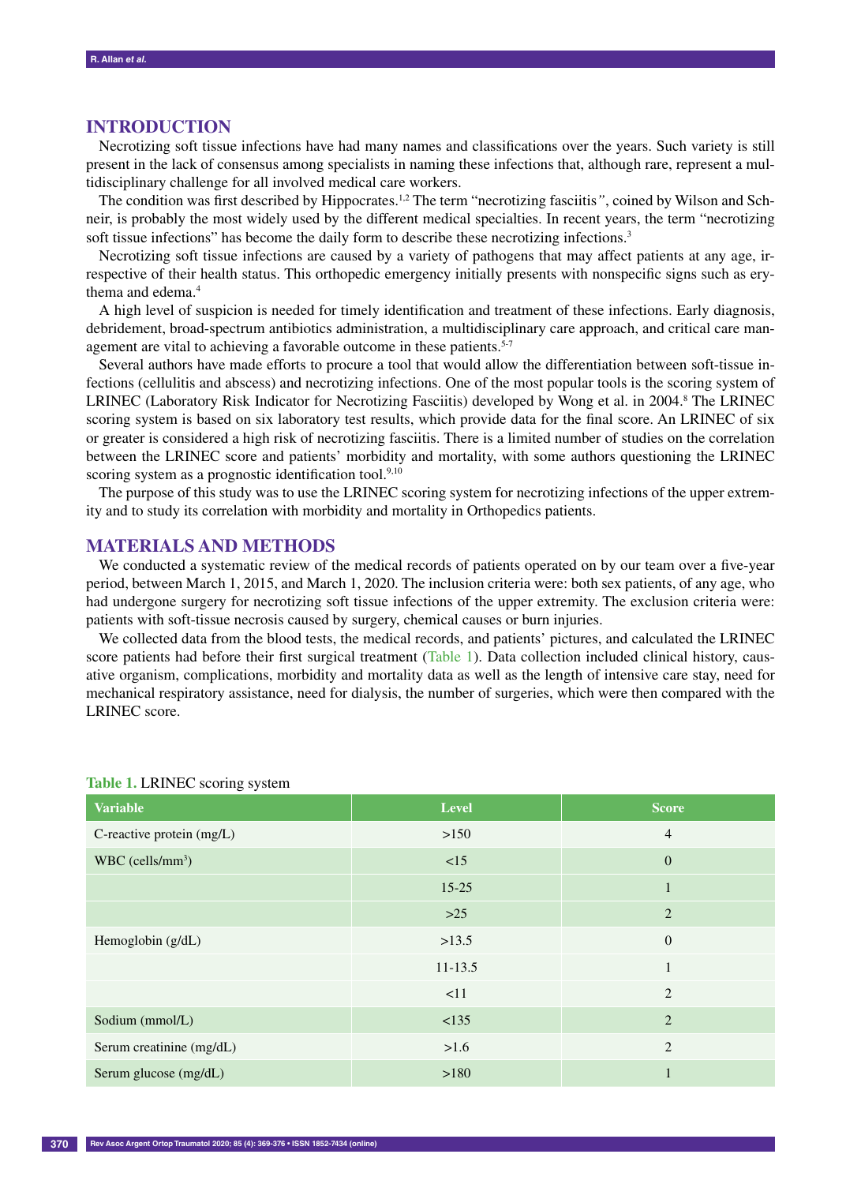## INTRODUCTION

Necrotizing soft tissue infections have had many names and classifications over the years. Such variety is still present in the lack of consensus among specialists in naming these infections that, although rare, represent a multidisciplinary challenge for all involved medical care workers.

The condition was first described by Hippocrates.[1,2] The term "necrotizing fasciitis", coined by Wilson and Schneir, is probably the most widely used by the different medical specialties. In recent years, the term "necrotizing soft tissue infections" has become the daily form to describe these necrotizing infections.[3]

Necrotizing soft tissue infections are caused by a variety of pathogens that may affect patients at any age, irrespective of their health status. This orthopedic emergency initially presents with nonspecific signs such as erythema and edema.[4]

A high level of suspicion is needed for timely identification and treatment of these infections. Early diagnosis, debridement, broad-spectrum antibiotics administration, a multidisciplinary care approach, and critical care management are vital to achieving a favorable outcome in these patients.[5-7]

Several authors have made efforts to procure a tool that would allow the differentiation between soft-tissue infections (cellulitis and abscess) and necrotizing infections. One of the most popular tools is the scoring system of LRINEC (Laboratory Risk Indicator for Necrotizing Fasciitis) developed by Wong et al. in 2004.[8] The LRINEC scoring system is based on six laboratory test results, which provide data for the final score. An LRINEC of six or greater is considered a high risk of necrotizing fasciitis. There is a limited number of studies on the correlation between the LRINEC score and patients' morbidity and mortality, with some authors questioning the LRINEC scoring system as a prognostic identification tool.[9,10]

The purpose of this study was to use the LRINEC scoring system for necrotizing infections of the upper extremity and to study its correlation with morbidity and mortality in Orthopedics patients.

## MATERIALS AND METHODS

We conducted a systematic review of the medical records of patients operated on by our team over a five-year period, between March 1, 2015, and March 1, 2020. The inclusion criteria were: both sex patients, of any age, who had undergone surgery for necrotizing soft tissue infections of the upper extremity. The exclusion criteria were: patients with soft-tissue necrosis caused by surgery, chemical causes or burn injuries.

We collected data from the blood tests, the medical records, and patients' pictures, and calculated the LRINEC score patients had before their first surgical treatment (Table 1). Data collection included clinical history, causative organism, complications, morbidity and mortality data as well as the length of intensive care stay, need for mechanical respiratory assistance, need for dialysis, the number of surgeries, which were then compared with the LRINEC score.

**Table 1.** LRINEC scoring system

| Variable | Level | Score |
|---|---|---|
| C-reactive protein (mg/L) | >150 | 4 |
| WBC (cells/mm$^3$) | <15 | 0 |
| | 15-25 | 1 |
| | >25 | 2 |
| Hemoglobin (g/dL) | >13.5 | 0 |
| | 11-13.5 | 1 |
| | <11 | 2 |
| Sodium (mmol/L) | <135 | 2 |
| Serum creatinine (mg/dL) | >1.6 | 2 |
| Serum glucose (mg/dL) | >180 | 1 |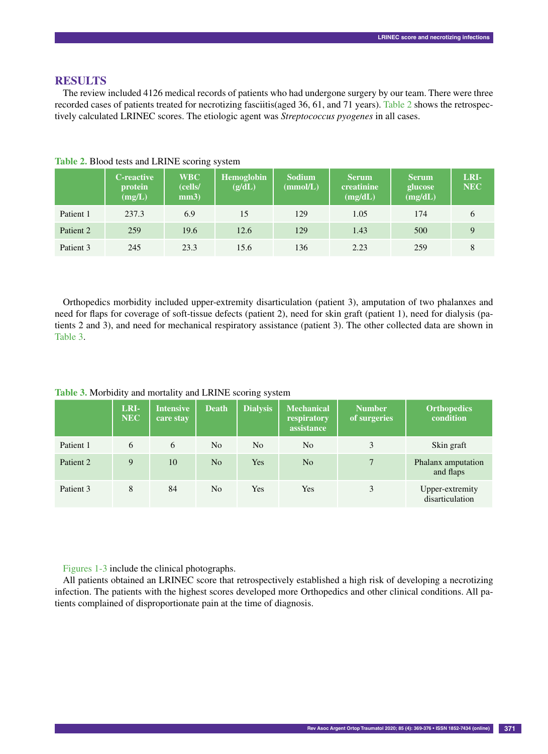## RESULTS

The review included 4126 medical records of patients who had undergone surgery by our team. There were three recorded cases of patients treated for necrotizing fasciitis(aged 36, 61, and 71 years). Table 2 shows the retrospectively calculated LRINEC scores. The etiologic agent was *Streptococcus pyogenes* in all cases.

**Table 2.** Blood tests and LRINE scoring system

| | C-reactive protein (mg/L) | WBC (cells/ mm3) | Hemoglobin (g/dL) | Sodium (mmol/L) | Serum creatinine (mg/dL) | Serum glucose (mg/dL) | LRI-NEC |
|---|---|---|---|---|---|---|---|
| Patient 1 | 237.3 | 6.9 | 15 | 129 | 1.05 | 174 | 6 |
| Patient 2 | 259 | 19.6 | 12.6 | 129 | 1.43 | 500 | 9 |
| Patient 3 | 245 | 23.3 | 15.6 | 136 | 2.23 | 259 | 8 |

Orthopedics morbidity included upper-extremity disarticulation (patient 3), amputation of two phalanxes and need for flaps for coverage of soft-tissue defects (patient 2), need for skin graft (patient 1), need for dialysis (patients 2 and 3), and need for mechanical respiratory assistance (patient 3). The other collected data are shown in Table 3.

**Table 3.** Morbidity and mortality and LRINE scoring system

| | LRI-NEC | Intensive care stay | Death | Dialysis | Mechanical respiratory assistance | Number of surgeries | Orthopedics condition |
|---|---|---|---|---|---|---|---|
| Patient 1 | 6 | 6 | No | No | No | 3 | Skin graft |
| Patient 2 | 9 | 10 | No | Yes | No | 7 | Phalanx amputation and flaps |
| Patient 3 | 8 | 84 | No | Yes | Yes | 3 | Upper-extremity disarticulation |

Figures 1-3 include the clinical photographs.

All patients obtained an LRINEC score that retrospectively established a high risk of developing a necrotizing infection. The patients with the highest scores developed more Orthopedics and other clinical conditions. All patients complained of disproportionate pain at the time of diagnosis.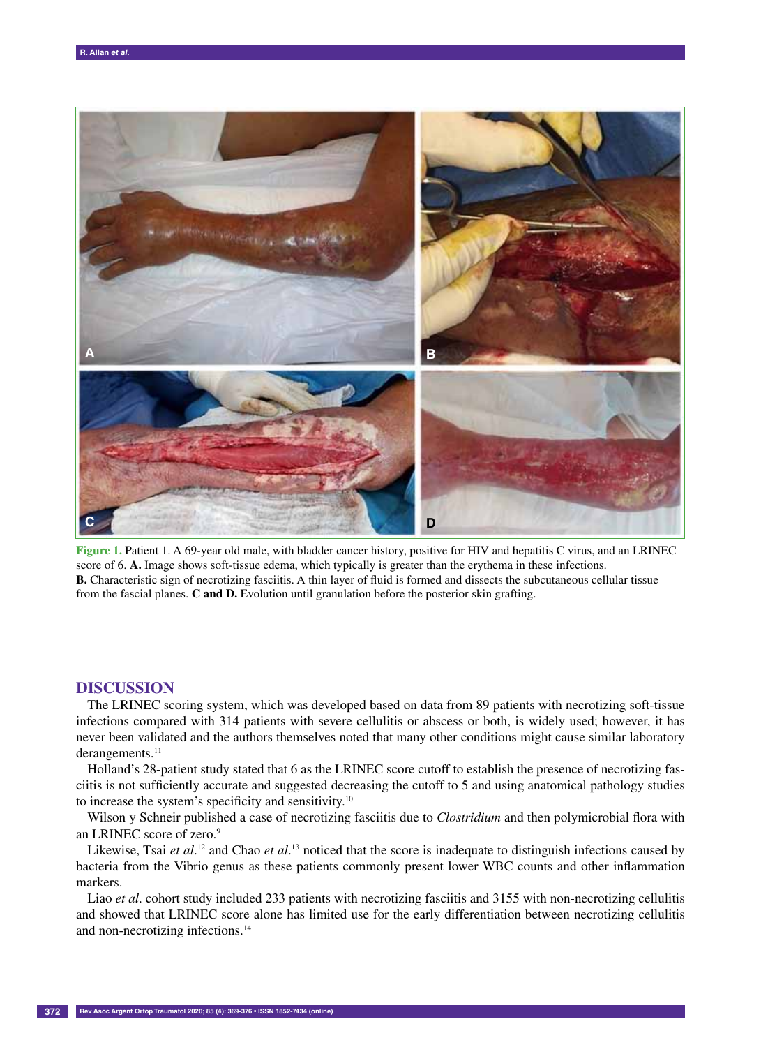Figure 1. Patient 1. A 69-year old male, with bladder cancer history, positive for HIV and hepatitis C virus, and an LRINEC score of 6. **A.** Image shows soft-tissue edema, which typically is greater than the erythema in these infections. **B.** Characteristic sign of necrotizing fasciitis. A thin layer of fluid is formed and dissects the subcutaneous cellular tissue from the fascial planes. **C and D.** Evolution until granulation before the posterior skin grafting.

## DISCUSSION

The LRINEC scoring system, which was developed based on data from 89 patients with necrotizing soft-tissue infections compared with 314 patients with severe cellulitis or abscess or both, is widely used; however, it has never been validated and the authors themselves noted that many other conditions might cause similar laboratory derangements.[11]

Holland's 28-patient study stated that 6 as the LRINEC score cutoff to establish the presence of necrotizing fasciitis is not sufficiently accurate and suggested decreasing the cutoff to 5 and using anatomical pathology studies to increase the system's specificity and sensitivity.[10]

Wilson y Schneir published a case of necrotizing fasciitis due to *Clostridium* and then polymicrobial flora with an LRINEC score of zero.[9]

Likewise, Tsai *et al.*[12] and Chao *et al.*[13] noticed that the score is inadequate to distinguish infections caused by bacteria from the Vibrio genus as these patients commonly present lower WBC counts and other inflammation markers.

Liao *et al*. cohort study included 233 patients with necrotizing fasciitis and 3155 with non-necrotizing cellulitis and showed that LRINEC score alone has limited use for the early differentiation between necrotizing cellulitis and non-necrotizing infections.[14]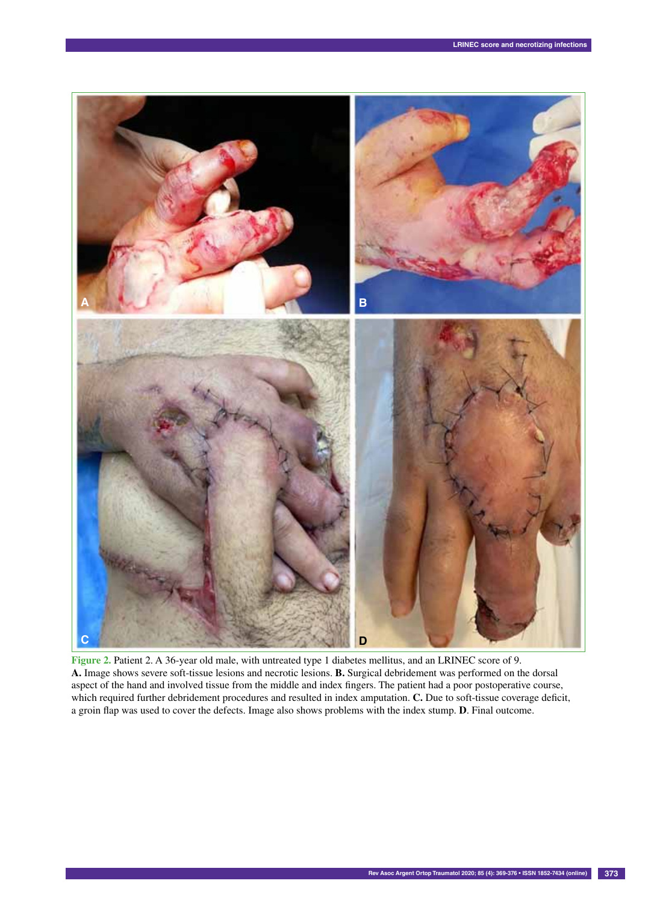Figure 2. Patient 2. A 36-year old male, with untreated type 1 diabetes mellitus, and an LRINEC score of 9. **A.** Image shows severe soft-tissue lesions and necrotic lesions. **B.** Surgical debridement was performed on the dorsal aspect of the hand and involved tissue from the middle and index fingers. The patient had a poor postoperative course, which required further debridement procedures and resulted in index amputation. **C.** Due to soft-tissue coverage deficit, a groin flap was used to cover the defects. Image also shows problems with the index stump. **D**. Final outcome.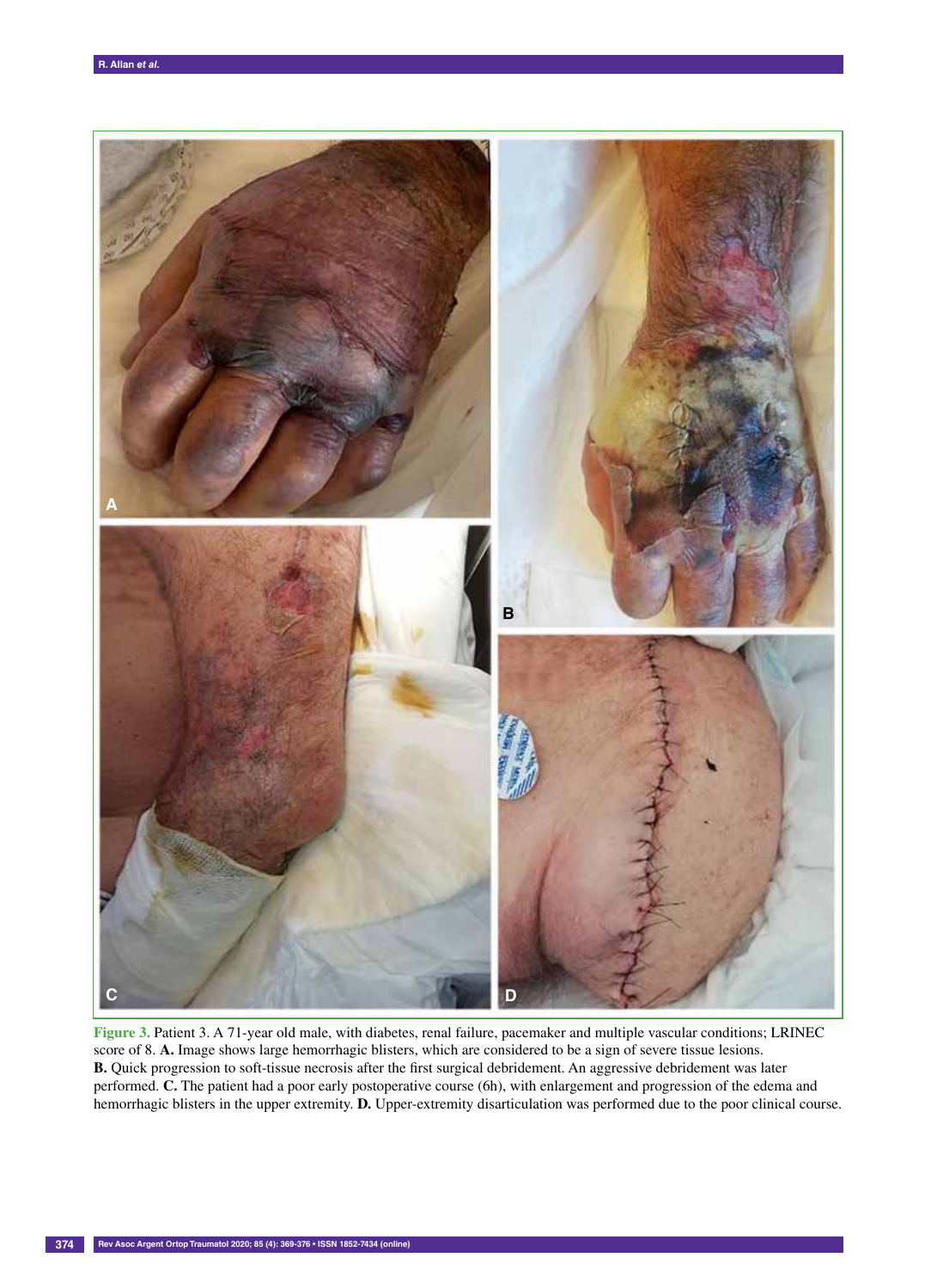**Figure 3.** Patient 3. A 71-year old male, with diabetes, renal failure, pacemaker and multiple vascular conditions; LRINEC score of 8. **A.** Image shows large hemorrhagic blisters, which are considered to be a sign of severe tissue lesions. **B.** Quick progression to soft-tissue necrosis after the first surgical debridement. An aggressive debridement was later performed. **C.** The patient had a poor early postoperative course (6h), with enlargement and progression of the edema and hemorrhagic blisters in the upper extremity. **D.** Upper-extremity disarticulation was performed due to the poor clinical course.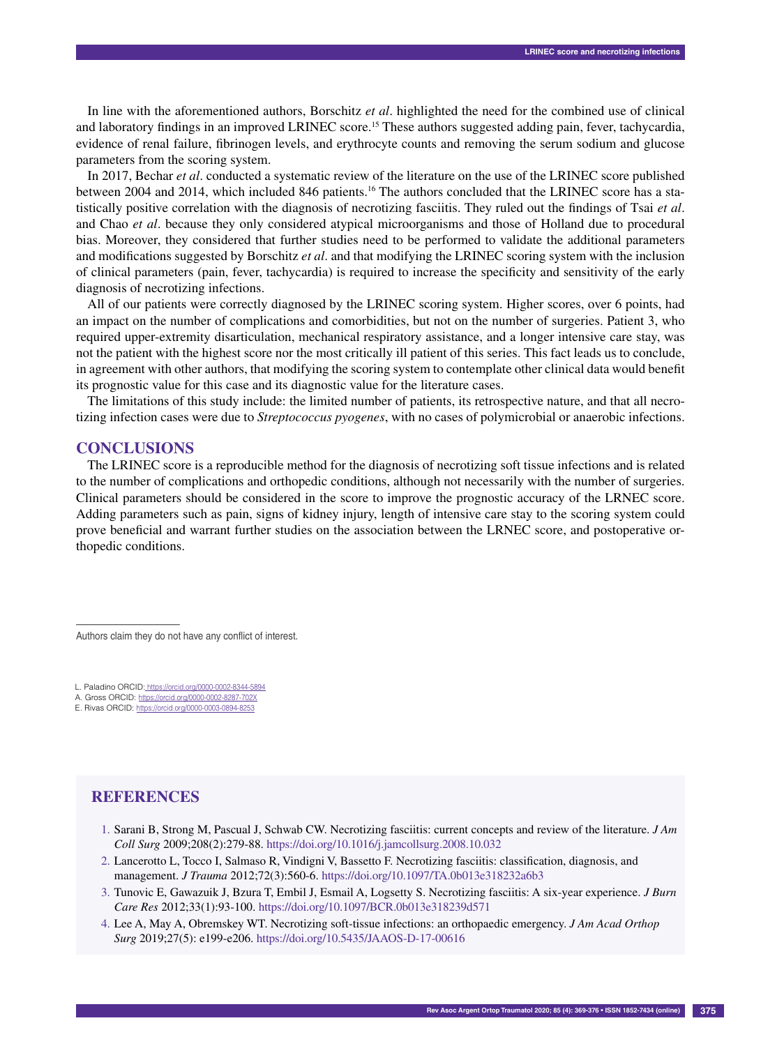In line with the aforementioned authors, Borschitz *et al*. highlighted the need for the combined use of clinical and laboratory findings in an improved LRINEC score.[15] These authors suggested adding pain, fever, tachycardia, evidence of renal failure, fibrinogen levels, and erythrocyte counts and removing the serum sodium and glucose parameters from the scoring system.

In 2017, Bechar *et al*. conducted a systematic review of the literature on the use of the LRINEC score published between 2004 and 2014, which included 846 patients.[16] The authors concluded that the LRINEC score has a statistically positive correlation with the diagnosis of necrotizing fasciitis. They ruled out the findings of Tsai *et al*. and Chao *et al*. because they only considered atypical microorganisms and those of Holland due to procedural bias. Moreover, they considered that further studies need to be performed to validate the additional parameters and modifications suggested by Borschitz *et al*. and that modifying the LRINEC scoring system with the inclusion of clinical parameters (pain, fever, tachycardia) is required to increase the specificity and sensitivity of the early diagnosis of necrotizing infections.

All of our patients were correctly diagnosed by the LRINEC scoring system. Higher scores, over 6 points, had an impact on the number of complications and comorbidities, but not on the number of surgeries. Patient 3, who required upper-extremity disarticulation, mechanical respiratory assistance, and a longer intensive care stay, was not the patient with the highest score nor the most critically ill patient of this series. This fact leads us to conclude, in agreement with other authors, that modifying the scoring system to contemplate other clinical data would benefit its prognostic value for this case and its diagnostic value for the literature cases.

The limitations of this study include: the limited number of patients, its retrospective nature, and that all necrotizing infection cases were due to *Streptococcus pyogenes*, with no cases of polymicrobial or anaerobic infections.

## CONCLUSIONS

The LRINEC score is a reproducible method for the diagnosis of necrotizing soft tissue infections and is related to the number of complications and orthopedic conditions, although not necessarily with the number of surgeries. Clinical parameters should be considered in the score to improve the prognostic accuracy of the LRNEC score. Adding parameters such as pain, signs of kidney injury, length of intensive care stay to the scoring system could prove beneficial and warrant further studies on the association between the LRNEC score, and postoperative orthopedic conditions.

---

Authors claim they do not have any conflict of interest.

L. Paladino ORCID: https://orcid.org/0000-0002-8344-5894
A. Gross ORCID: https://orcid.org/0000-0002-8287-702X
E. Rivas ORCID: https://orcid.org/0000-0003-0894-8253

## REFERENCES

1. Sarani B, Strong M, Pascual J, Schwab CW. Necrotizing fasciitis: current concepts and review of the literature. *J Am Coll Surg* 2009;208(2):279-88. https://doi.org/10.1016/j.jamcollsurg.2008.10.032
2. Lancerotto L, Tocco I, Salmaso R, Vindigni V, Bassetto F. Necrotizing fasciitis: classification, diagnosis, and management. *J Trauma* 2012;72(3):560-6. https://doi.org/10.1097/TA.0b013e318232a6b3
3. Tunovic E, Gawazuik J, Bzura T, Embil J, Esmail A, Logsetty S. Necrotizing fasciitis: A six-year experience. *J Burn Care Res* 2012;33(1):93-100. https://doi.org/10.1097/BCR.0b013e318239d571
4. Lee A, May A, Obremskey WT. Necrotizing soft-tissue infections: an orthopaedic emergency. *J Am Acad Orthop Surg* 2019;27(5): e199-e206. https://doi.org/10.5435/JAAOS-D-17-00616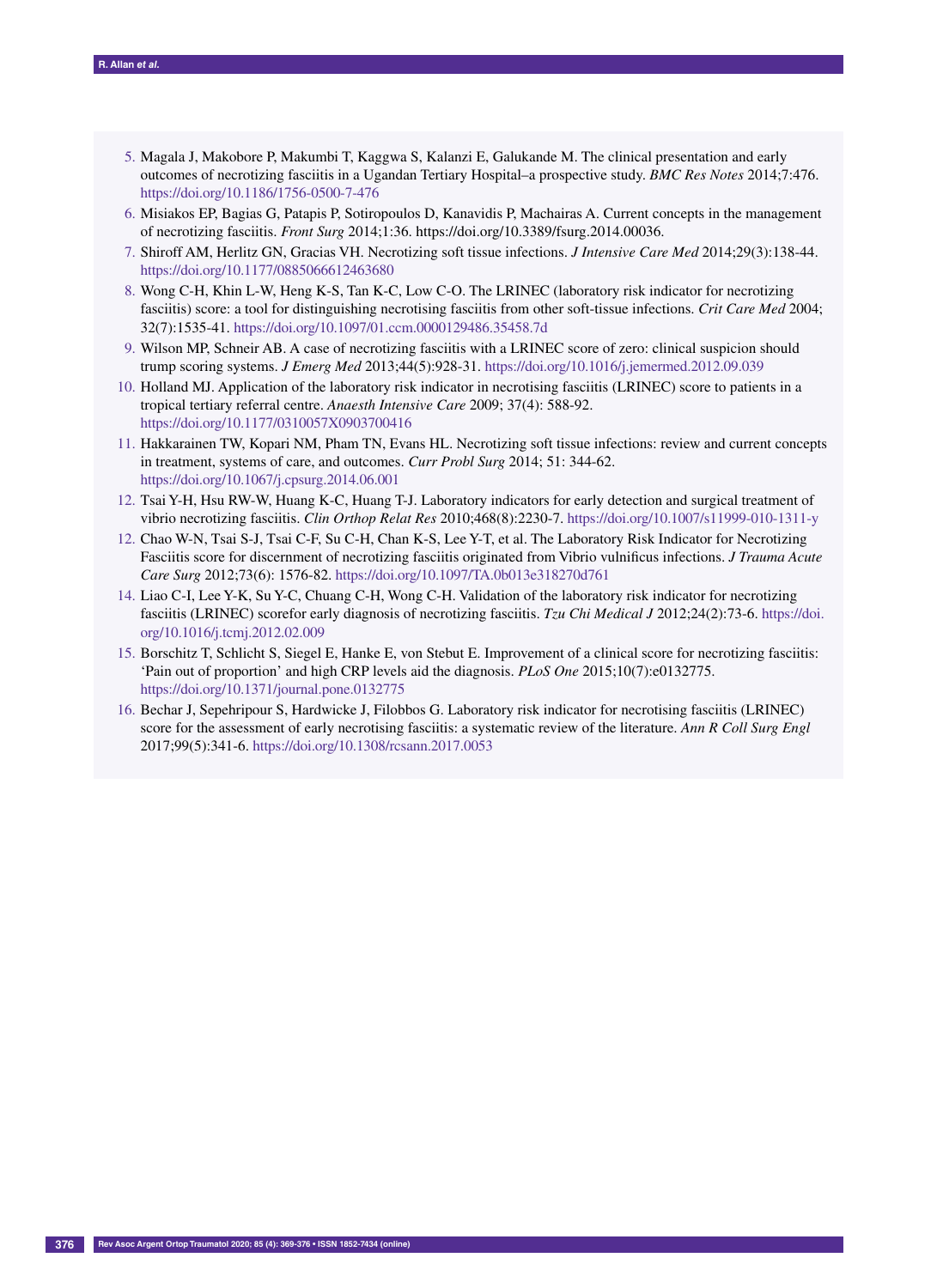5. Magala J, Makobore P, Makumbi T, Kaggwa S, Kalanzi E, Galukande M. The clinical presentation and early outcomes of necrotizing fasciitis in a Ugandan Tertiary Hospital–a prospective study. *BMC Res Notes* 2014;7:476. https://doi.org/10.1186/1756-0500-7-476
6. Misiakos EP, Bagias G, Patapis P, Sotiropoulos D, Kanavidis P, Machairas A. Current concepts in the management of necrotizing fasciitis. *Front Surg* 2014;1:36. https://doi.org/10.3389/fsurg.2014.00036.
7. Shiroff AM, Herlitz GN, Gracias VH. Necrotizing soft tissue infections. *J Intensive Care Med* 2014;29(3):138-44. https://doi.org/10.1177/0885066612463680
8. Wong C-H, Khin L-W, Heng K-S, Tan K-C, Low C-O. The LRINEC (laboratory risk indicator for necrotizing fasciitis) score: a tool for distinguishing necrotizing fasciitis from other soft-tissue infections. *Crit Care Med* 2004; 32(7):1535-41. https://doi.org/10.1097/01.ccm.0000129486.35458.7d
9. Wilson MP, Schneir AB. A case of necrotizing fasciitis with a LRINEC score of zero: clinical suspicion should trump scoring systems. *J Emerg Med* 2013;44(5):928-31. https://doi.org/10.1016/j.jemermed.2012.09.039
10. Holland MJ. Application of the laboratory risk indicator in necrotising fasciitis (LRINEC) score to patients in a tropical tertiary referral centre. *Anaesth Intensive Care* 2009; 37(4): 588-92. https://doi.org/10.1177/0310057X0903700416
11. Hakkarainen TW, Kopari NM, Pham TN, Evans HL. Necrotizing soft tissue infections: review and current concepts in treatment, systems of care, and outcomes. *Curr Probl Surg* 2014; 51: 344-62. https://doi.org/10.1067/j.cpsurg.2014.06.001
12. Tsai Y-H, Hsu RW-W, Huang K-C, Huang T-J. Laboratory indicators for early detection and surgical treatment of vibrio necrotizing fasciitis. *Clin Orthop Relat Res* 2010;468(8):2230-7. https://doi.org/10.1007/s11999-010-1311-y
12. Chao W-N, Tsai S-J, Tsai C-F, Su C-H, Chan K-S, Lee Y-T, et al. The Laboratory Risk Indicator for Necrotizing Fasciitis score for discernment of necrotizing fasciitis originated from Vibrio vulnificus infections. *J Trauma Acute Care Surg* 2012;73(6): 1576-82. https://doi.org/10.1097/TA.0b013e318270d761
14. Liao C-I, Lee Y-K, Su Y-C, Chuang C-H, Wong C-H. Validation of the laboratory risk indicator for necrotizing fasciitis (LRINEC) scorefor early diagnosis of necrotizing fasciitis. *Tzu Chi Medical J* 2012;24(2):73-6. https://doi.org/10.1016/j.tcmj.2012.02.009
15. Borschitz T, Schlicht S, Siegel E, Hanke E, von Stebut E. Improvement of a clinical score for necrotizing fasciitis: 'Pain out of proportion' and high CRP levels aid the diagnosis. *PLoS One* 2015;10(7):e0132775. https://doi.org/10.1371/journal.pone.0132775
16. Bechar J, Sepehripour S, Hardwicke J, Filobbos G. Laboratory risk indicator for necrotising fasciitis (LRINEC) score for the assessment of early necrotising fasciitis: a systematic review of the literature. *Ann R Coll Surg Engl* 2017;99(5):341-6. https://doi.org/10.1308/rcsann.2017.0053